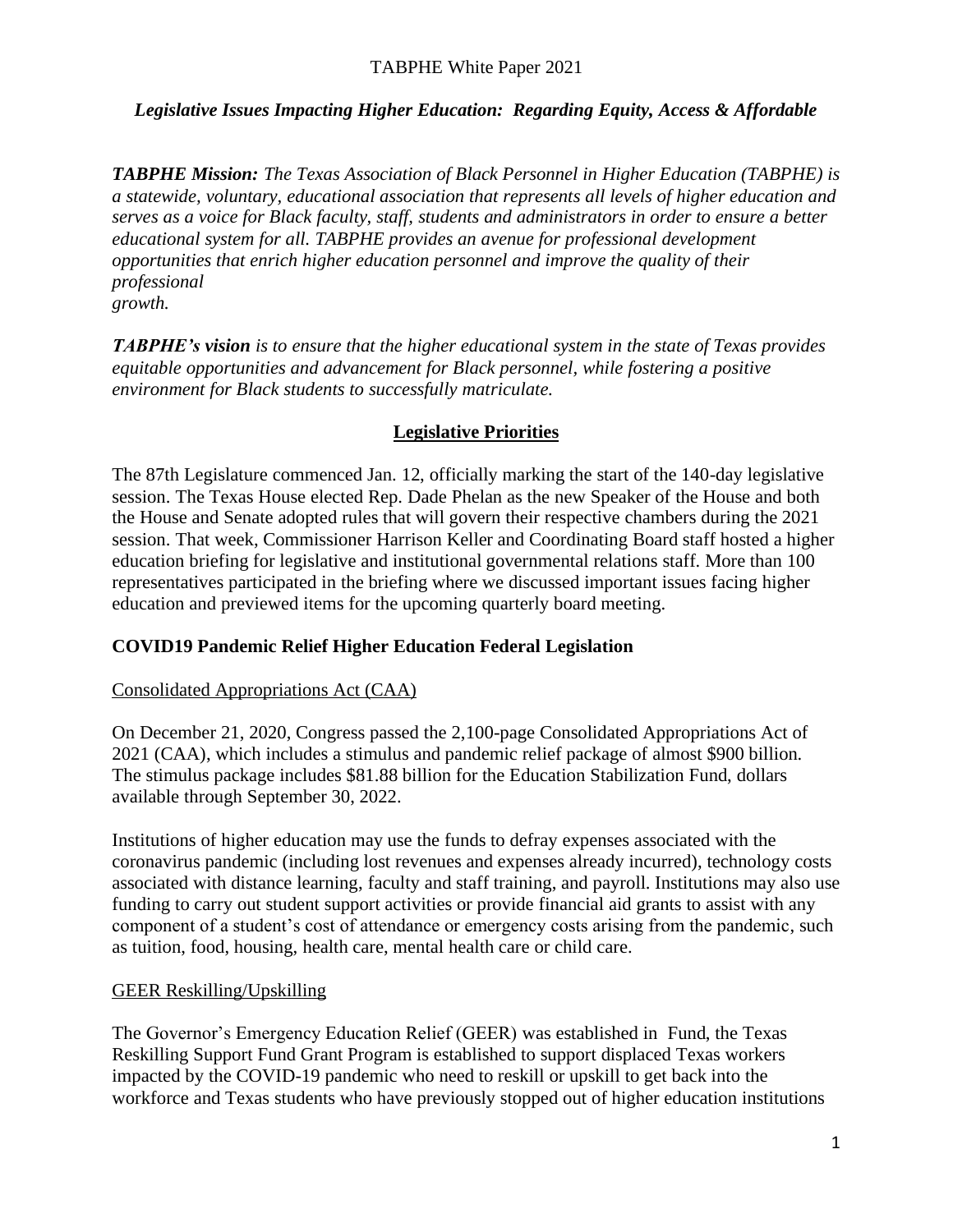TABPHE White Paper 2021

*Legislative Issues Impacting Higher Education: Regarding Equity, Access & Affordable*

***TABPHE Mission:*** *The Texas Association of Black Personnel in Higher Education (TABPHE) is a statewide, voluntary, educational association that represents all levels of higher education and serves as a voice for Black faculty, staff, students and administrators in order to ensure a better educational system for all. TABPHE provides an avenue for professional development opportunities that enrich higher education personnel and improve the quality of their professional growth.*

***TABPHE's vision*** *is to ensure that the higher educational system in the state of Texas provides equitable opportunities and advancement for Black personnel, while fostering a positive environment for Black students to successfully matriculate.*

## Legislative Priorities

The 87th Legislature commenced Jan. 12, officially marking the start of the 140-day legislative session. The Texas House elected Rep. Dade Phelan as the new Speaker of the House and both the House and Senate adopted rules that will govern their respective chambers during the 2021 session. That week, Commissioner Harrison Keller and Coordinating Board staff hosted a higher education briefing for legislative and institutional governmental relations staff. More than 100 representatives participated in the briefing where we discussed important issues facing higher education and previewed items for the upcoming quarterly board meeting.

### COVID19 Pandemic Relief Higher Education Federal Legislation

Consolidated Appropriations Act (CAA)

On December 21, 2020, Congress passed the 2,100-page Consolidated Appropriations Act of 2021 (CAA), which includes a stimulus and pandemic relief package of almost $900 billion. The stimulus package includes $81.88 billion for the Education Stabilization Fund, dollars available through September 30, 2022.

Institutions of higher education may use the funds to defray expenses associated with the coronavirus pandemic (including lost revenues and expenses already incurred), technology costs associated with distance learning, faculty and staff training, and payroll. Institutions may also use funding to carry out student support activities or provide financial aid grants to assist with any component of a student's cost of attendance or emergency costs arising from the pandemic, such as tuition, food, housing, health care, mental health care or child care.

GEER Reskilling/Upskilling

The Governor's Emergency Education Relief (GEER) was established in Fund, the Texas Reskilling Support Fund Grant Program is established to support displaced Texas workers impacted by the COVID-19 pandemic who need to reskill or upskill to get back into the workforce and Texas students who have previously stopped out of higher education institutions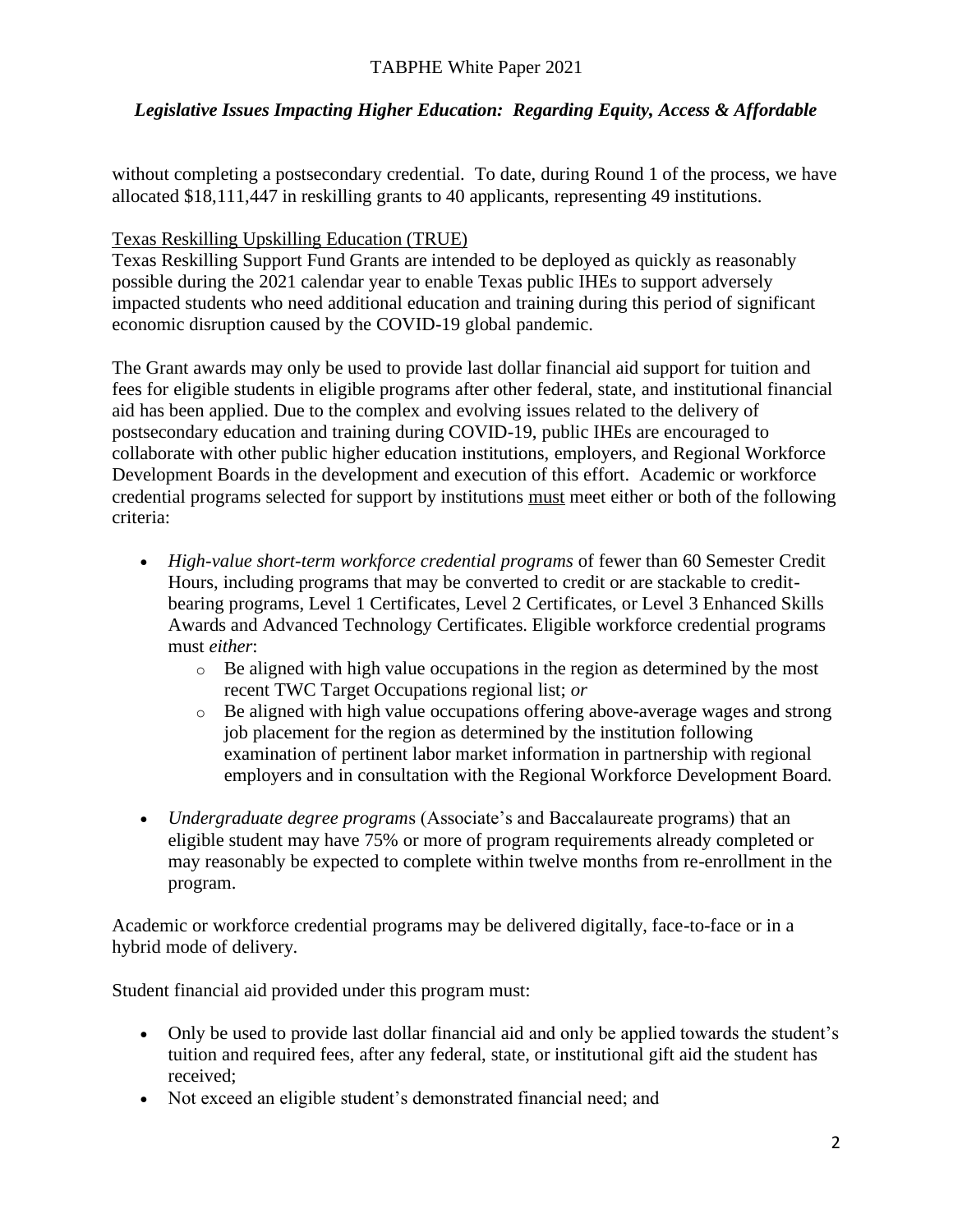without completing a postsecondary credential. To date, during Round 1 of the process, we have allocated $18,111,447 in reskilling grants to 40 applicants, representing 49 institutions.

Texas Reskilling Upskilling Education (TRUE)

Texas Reskilling Support Fund Grants are intended to be deployed as quickly as reasonably possible during the 2021 calendar year to enable Texas public IHEs to support adversely impacted students who need additional education and training during this period of significant economic disruption caused by the COVID-19 global pandemic.

The Grant awards may only be used to provide last dollar financial aid support for tuition and fees for eligible students in eligible programs after other federal, state, and institutional financial aid has been applied. Due to the complex and evolving issues related to the delivery of postsecondary education and training during COVID-19, public IHEs are encouraged to collaborate with other public higher education institutions, employers, and Regional Workforce Development Boards in the development and execution of this effort. Academic or workforce credential programs selected for support by institutions must meet either or both of the following criteria:

- *High-value short-term workforce credential programs* of fewer than 60 Semester Credit Hours, including programs that may be converted to credit or are stackable to credit-bearing programs, Level 1 Certificates, Level 2 Certificates, or Level 3 Enhanced Skills Awards and Advanced Technology Certificates. Eligible workforce credential programs must *either*:
  - Be aligned with high value occupations in the region as determined by the most recent TWC Target Occupations regional list; *or*
  - Be aligned with high value occupations offering above-average wages and strong job placement for the region as determined by the institution following examination of pertinent labor market information in partnership with regional employers and in consultation with the Regional Workforce Development Board.
- *Undergraduate degree programs* (Associate's and Baccalaureate programs) that an eligible student may have 75% or more of program requirements already completed or may reasonably be expected to complete within twelve months from re-enrollment in the program.

Academic or workforce credential programs may be delivered digitally, face-to-face or in a hybrid mode of delivery.

Student financial aid provided under this program must:

- Only be used to provide last dollar financial aid and only be applied towards the student's tuition and required fees, after any federal, state, or institutional gift aid the student has received;
- Not exceed an eligible student's demonstrated financial need; and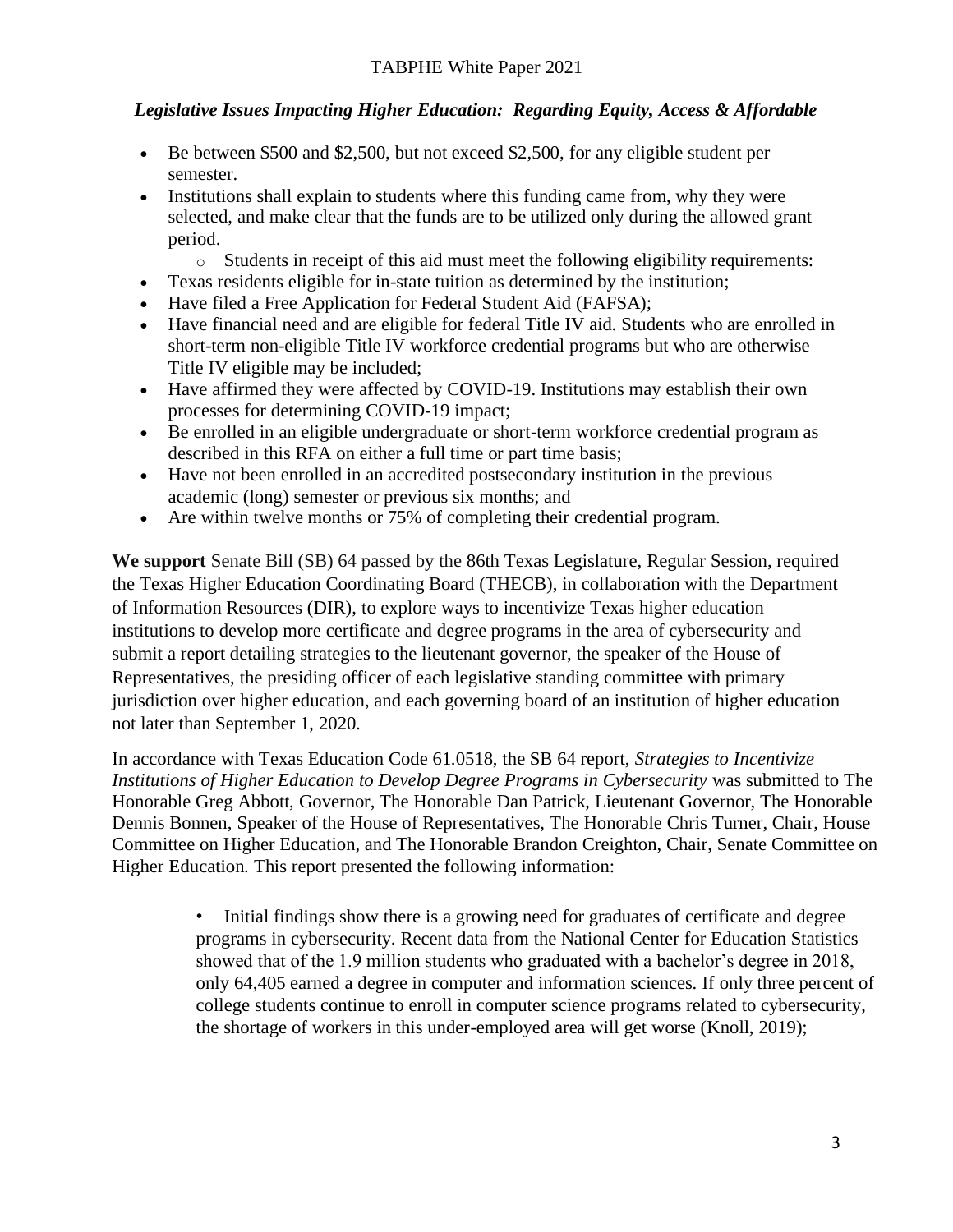- Be between $500 and $2,500, but not exceed $2,500, for any eligible student per semester.
- Institutions shall explain to students where this funding came from, why they were selected, and make clear that the funds are to be utilized only during the allowed grant period.
    - Students in receipt of this aid must meet the following eligibility requirements:
- Texas residents eligible for in-state tuition as determined by the institution;
- Have filed a Free Application for Federal Student Aid (FAFSA);
- Have financial need and are eligible for federal Title IV aid. Students who are enrolled in short-term non-eligible Title IV workforce credential programs but who are otherwise Title IV eligible may be included;
- Have affirmed they were affected by COVID-19. Institutions may establish their own processes for determining COVID-19 impact;
- Be enrolled in an eligible undergraduate or short-term workforce credential program as described in this RFA on either a full time or part time basis;
- Have not been enrolled in an accredited postsecondary institution in the previous academic (long) semester or previous six months; and
- Are within twelve months or 75% of completing their credential program.

**We support** Senate Bill (SB) 64 passed by the 86th Texas Legislature, Regular Session, required the Texas Higher Education Coordinating Board (THECB), in collaboration with the Department of Information Resources (DIR), to explore ways to incentivize Texas higher education institutions to develop more certificate and degree programs in the area of cybersecurity and submit a report detailing strategies to the lieutenant governor, the speaker of the House of Representatives, the presiding officer of each legislative standing committee with primary jurisdiction over higher education, and each governing board of an institution of higher education not later than September 1, 2020.

In accordance with Texas Education Code 61.0518, the SB 64 report, *Strategies to Incentivize Institutions of Higher Education to Develop Degree Programs in Cybersecurity* was submitted to The Honorable Greg Abbott, Governor, The Honorable Dan Patrick, Lieutenant Governor, The Honorable Dennis Bonnen, Speaker of the House of Representatives, The Honorable Chris Turner, Chair, House Committee on Higher Education, and The Honorable Brandon Creighton, Chair, Senate Committee on Higher Education. This report presented the following information:

> • Initial findings show there is a growing need for graduates of certificate and degree programs in cybersecurity. Recent data from the National Center for Education Statistics showed that of the 1.9 million students who graduated with a bachelor's degree in 2018, only 64,405 earned a degree in computer and information sciences. If only three percent of college students continue to enroll in computer science programs related to cybersecurity, the shortage of workers in this under-employed area will get worse (Knoll, 2019);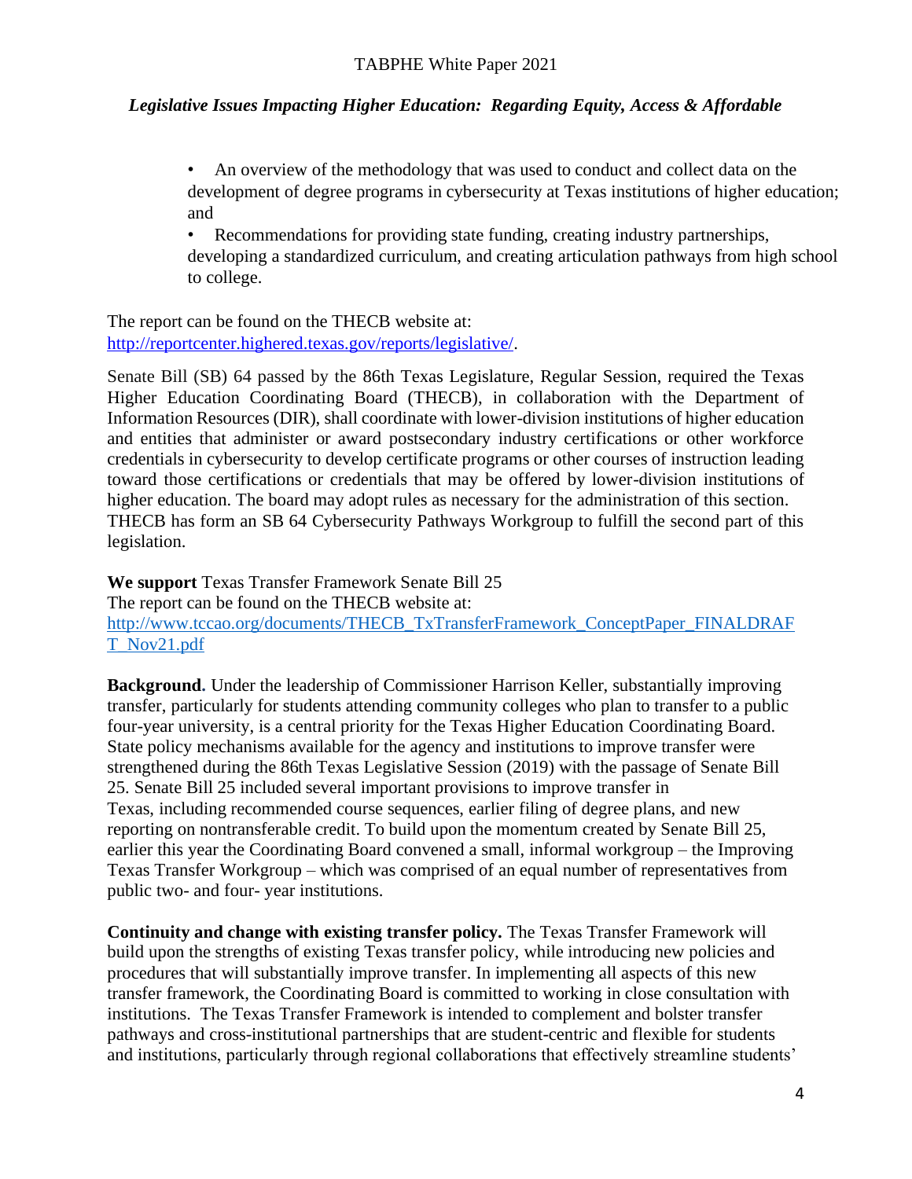- An overview of the methodology that was used to conduct and collect data on the development of degree programs in cybersecurity at Texas institutions of higher education; and
- Recommendations for providing state funding, creating industry partnerships, developing a standardized curriculum, and creating articulation pathways from high school to college.

The report can be found on the THECB website at: http://reportcenter.highered.texas.gov/reports/legislative/.

Senate Bill (SB) 64 passed by the 86th Texas Legislature, Regular Session, required the Texas Higher Education Coordinating Board (THECB), in collaboration with the Department of Information Resources (DIR), shall coordinate with lower-division institutions of higher education and entities that administer or award postsecondary industry certifications or other workforce credentials in cybersecurity to develop certificate programs or other courses of instruction leading toward those certifications or credentials that may be offered by lower-division institutions of higher education. The board may adopt rules as necessary for the administration of this section. THECB has form an SB 64 Cybersecurity Pathways Workgroup to fulfill the second part of this legislation.

**We support** Texas Transfer Framework Senate Bill 25
The report can be found on the THECB website at:
http://www.tccao.org/documents/THECB_TxTransferFramework_ConceptPaper_FINALDRAFT_Nov21.pdf

**Background.** Under the leadership of Commissioner Harrison Keller, substantially improving transfer, particularly for students attending community colleges who plan to transfer to a public four-year university, is a central priority for the Texas Higher Education Coordinating Board. State policy mechanisms available for the agency and institutions to improve transfer were strengthened during the 86th Texas Legislative Session (2019) with the passage of Senate Bill 25. Senate Bill 25 included several important provisions to improve transfer in Texas, including recommended course sequences, earlier filing of degree plans, and new reporting on nontransferable credit. To build upon the momentum created by Senate Bill 25, earlier this year the Coordinating Board convened a small, informal workgroup – the Improving Texas Transfer Workgroup – which was comprised of an equal number of representatives from public two- and four- year institutions.

**Continuity and change with existing transfer policy.** The Texas Transfer Framework will build upon the strengths of existing Texas transfer policy, while introducing new policies and procedures that will substantially improve transfer. In implementing all aspects of this new transfer framework, the Coordinating Board is committed to working in close consultation with institutions. The Texas Transfer Framework is intended to complement and bolster transfer pathways and cross-institutional partnerships that are student-centric and flexible for students and institutions, particularly through regional collaborations that effectively streamline students'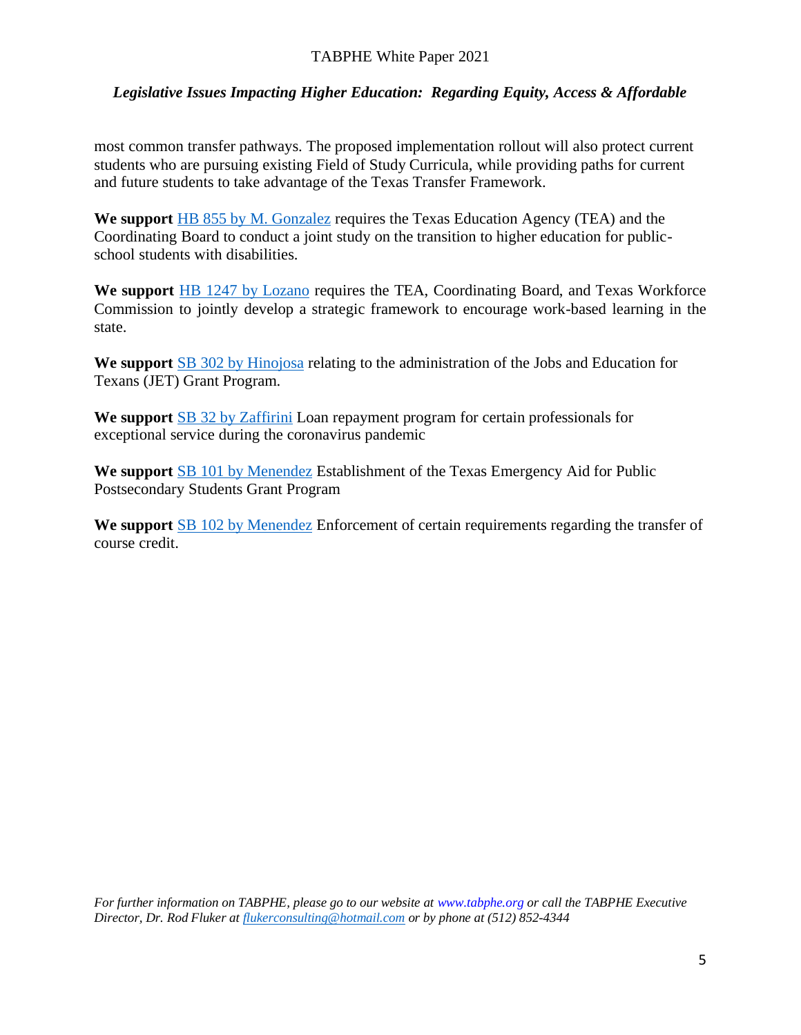most common transfer pathways. The proposed implementation rollout will also protect current students who are pursuing existing Field of Study Curricula, while providing paths for current and future students to take advantage of the Texas Transfer Framework.

**We support** HB 855 by M. Gonzalez requires the Texas Education Agency (TEA) and the Coordinating Board to conduct a joint study on the transition to higher education for public-school students with disabilities.

**We support** HB 1247 by Lozano requires the TEA, Coordinating Board, and Texas Workforce Commission to jointly develop a strategic framework to encourage work-based learning in the state.

**We support** SB 302 by Hinojosa relating to the administration of the Jobs and Education for Texans (JET) Grant Program.

**We support** SB 32 by Zaffirini Loan repayment program for certain professionals for exceptional service during the coronavirus pandemic

**We support** SB 101 by Menendez Establishment of the Texas Emergency Aid for Public Postsecondary Students Grant Program

**We support** SB 102 by Menendez Enforcement of certain requirements regarding the transfer of course credit.

*For further information on TABPHE, please go to our website at www.tabphe.org or call the TABPHE Executive Director, Dr. Rod Fluker at flukerconsulting@hotmail.com or by phone at (512) 852-4344*